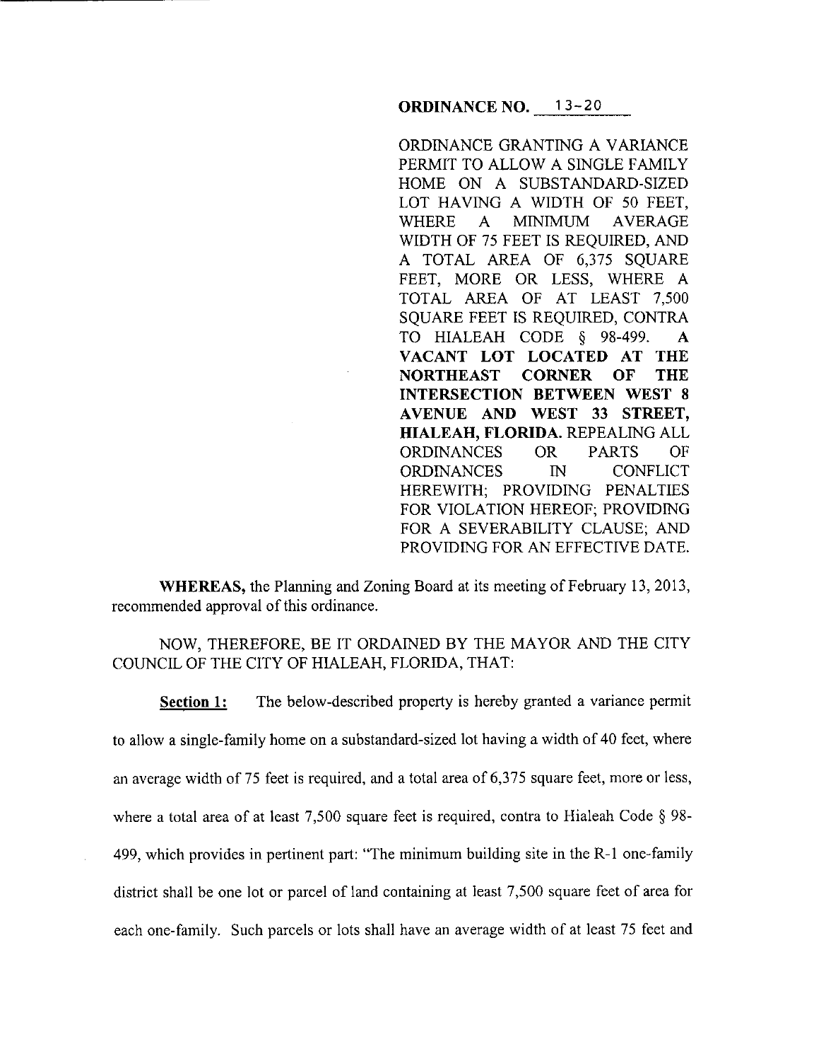**ORDINANCE NO. 13-20**

ORDINANCE GRANTING A VARIANCE PERMIT TO ALLOW A SINGLE FAMILY HOME ON A SUBSTANDARD-SIZED LOT HAVING A WIDTH OF 50 FEET, WHERE A MINIMUM AVERAGE WIDTH OF 75 FEET IS REQUIRED, AND A TOTAL AREA OF 6,375 SQUARE FEET, MORE OR LESS, WHERE A TOTAL AREA OF AT LEAST 7,500 SQUARE FEET IS REQUIRED, CONTRA TO HIALEAH CODE § 98-499. **A VACANT LOT LOCATED AT THE NORTHEAST CORNER OF THE INTERSECTION BETWEEN WEST 8 AVENUE AND WEST 33 STREET, HIALEAH, FLORIDA.** REPEALING ALL ORDINANCES OR PARTS OF ORDINANCES IN CONFLICT HEREWITH; PROVIDING PENALTIES FOR VIOLATION HEREOF; PROVIDING FOR A SEVERABILITY CLAUSE; AND PROVIDING FOR AN EFFECTIVE DATE.

**WHEREAS,** the Planning and Zoning Board at its meeting of February 13, 2013, recommended approval of this ordinance.

NOW, THEREFORE, BE IT ORDAINED BY THE MAYOR AND THE CITY COUNCIL OF THE CITY OF HIALEAH, FLORIDA, THAT:

**Section 1:** The below-described property is hereby granted a variance permit to allow a single-family home on a substandard-sized lot having a width of 40 feet, where an average width of 75 feet is required, and a total area of 6,375 square feet, more or less, where a total area of at least 7,500 square feet is required, contra to Hialeah Code § 98-499, which provides in pertinent part: "The minimum building site in the R-1 one-family district shall be one lot or parcel of land containing at least 7,500 square feet of area for each one-family. Such parcels or lots shall have an average width of at least 75 feet and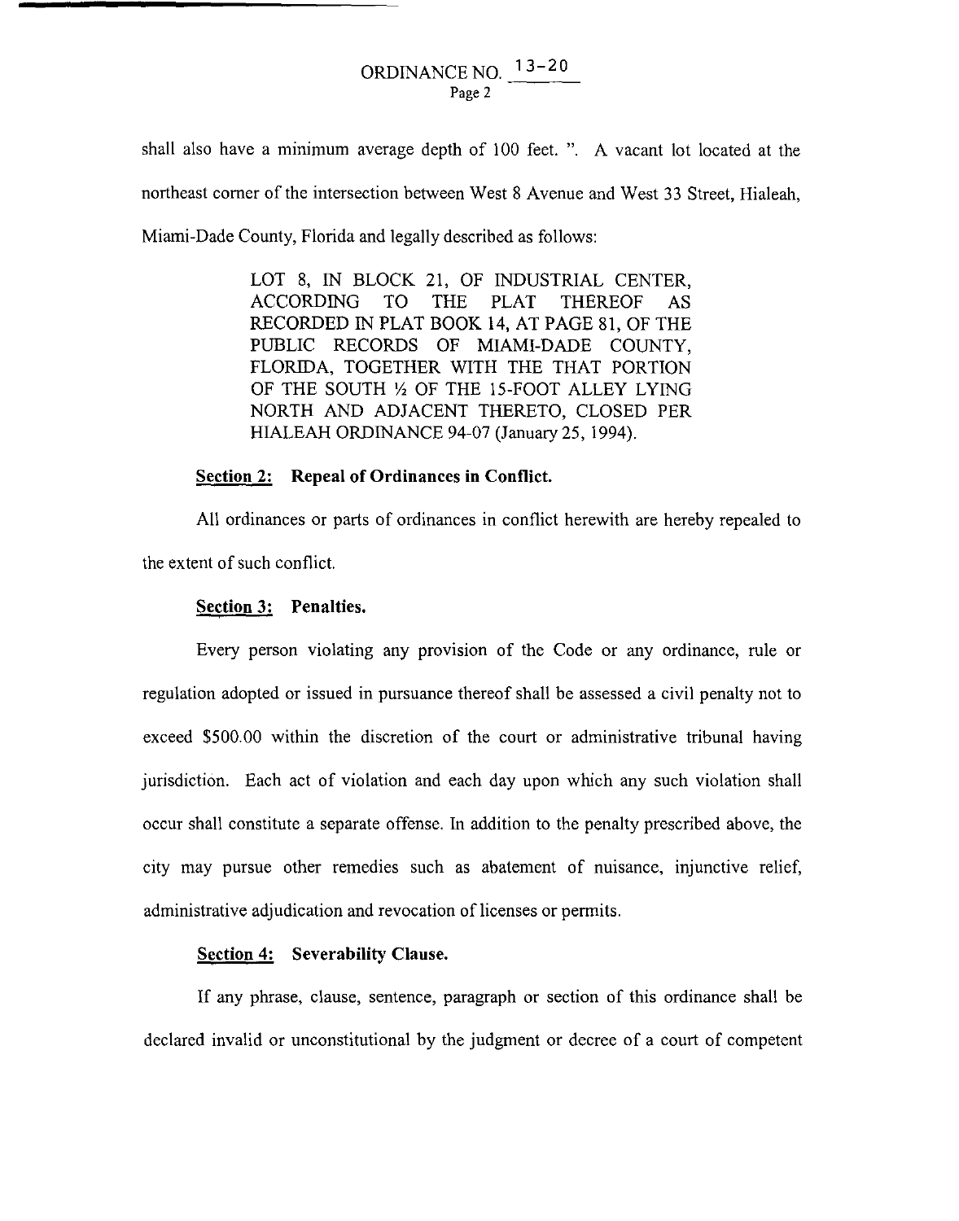shall also have a minimum average depth of 100 feet. ". A vacant lot located at the northeast corner of the intersection between West 8 Avenue and West 33 Street, Hialeah, Miami-Dade County, Florida and legally described as follows:

> LOT 8, IN BLOCK 21, OF INDUSTRIAL CENTER, ACCORDING TO THE PLAT THEREOF AS RECORDED IN PLAT BOOK 14, AT PAGE 81, OF THE PUBLIC RECORDS OF MIAMI-DADE COUNTY, FLORIDA, TOGETHER WITH THE THAT PORTION OF THE SOUTH ½ OF THE 15-FOOT ALLEY LYING NORTH AND ADJACENT THERETO, CLOSED PER HIALEAH ORDINANCE 94-07 (January 25, 1994).

**Section 2: Repeal of Ordinances in Conflict.**

All ordinances or parts of ordinances in conflict herewith are hereby repealed to the extent of such conflict.

**Section 3: Penalties.**

Every person violating any provision of the Code or any ordinance, rule or regulation adopted or issued in pursuance thereof shall be assessed a civil penalty not to exceed $500.00 within the discretion of the court or administrative tribunal having jurisdiction. Each act of violation and each day upon which any such violation shall occur shall constitute a separate offense. In addition to the penalty prescribed above, the city may pursue other remedies such as abatement of nuisance, injunctive relief, administrative adjudication and revocation of licenses or permits.

**Section 4: Severability Clause.**

If any phrase, clause, sentence, paragraph or section of this ordinance shall be declared invalid or unconstitutional by the judgment or decree of a court of competent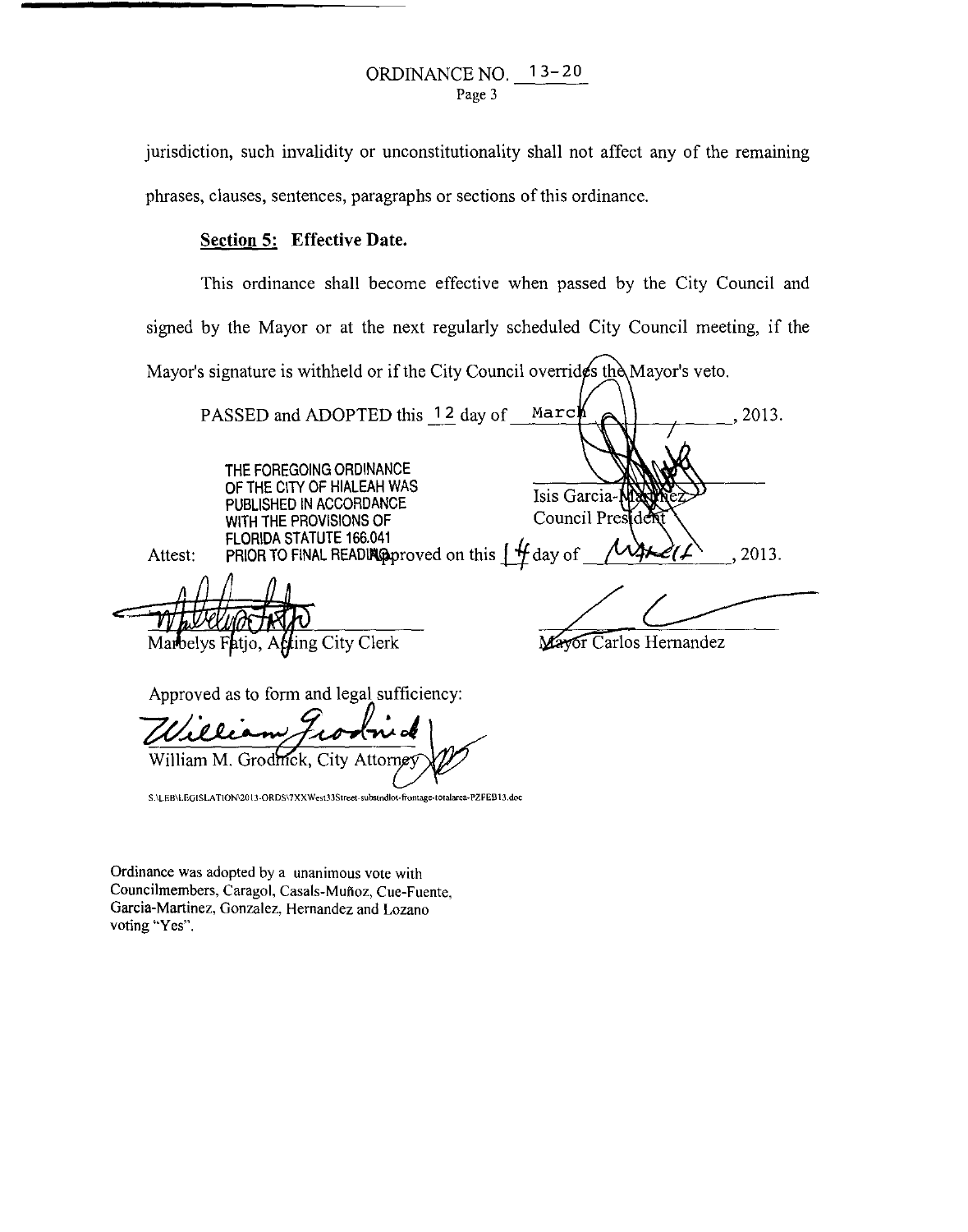ORDINANCE NO. 13-20

jurisdiction, such invalidity or unconstitutionality shall not affect any of the remaining phrases, clauses, sentences, paragraphs or sections of this ordinance.

**Section 5: Effective Date.**

This ordinance shall become effective when passed by the City Council and signed by the Mayor or at the next regularly scheduled City Council meeting, if the Mayor's signature is withheld or if the City Council overrides the Mayor's veto.

PASSED and ADOPTED this 12 day of March, 2013.

THE FOREGOING ORDINANCE OF THE CITY OF HIALEAH WAS PUBLISHED IN ACCORDANCE WITH THE PROVISIONS OF FLORIDA STATUTE 166.041 PRIOR TO FINAL READING

Isis Garcia-Martinez
Council President

Attest: Approved on this 14 day of March, 2013.

Marbelys Fatjo, Acting City Clerk

Mayor Carlos Hernandez

Approved as to form and legal sufficiency:

William M. Grodnick, City Attorney

S:\LEB\LEGISLATION\2013-ORDS\7XXWest33Street-substndlot-frontage-totalarea-PZFEB13.doc

Ordinance was adopted by a unanimous vote with Councilmembers, Caragol, Casals-Muñoz, Cue-Fuente, Garcia-Martinez, Gonzalez, Hernandez and Lozano voting "Yes".